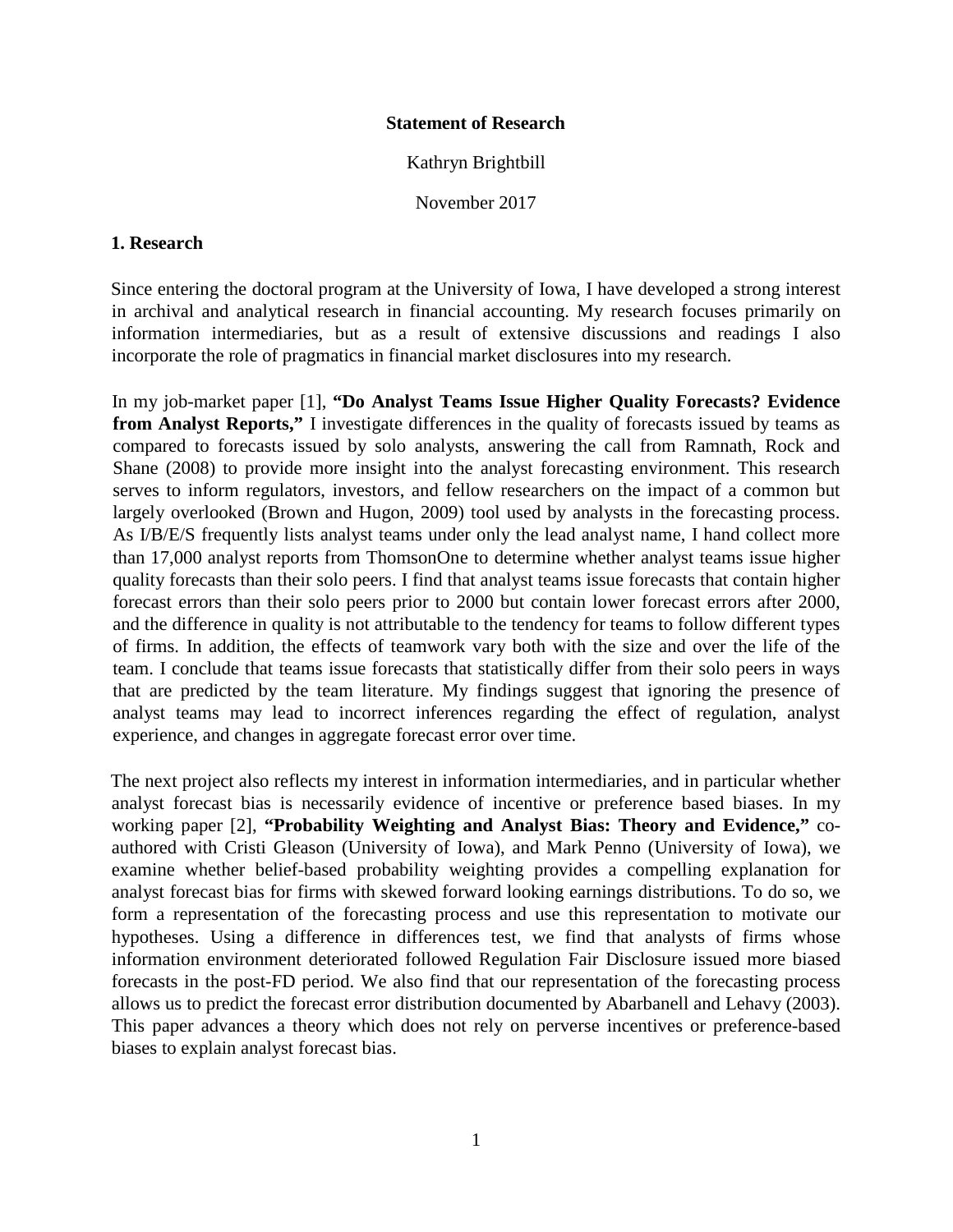**Statement of Research**

Kathryn Brightbill

November 2017

## 1. Research

Since entering the doctoral program at the University of Iowa, I have developed a strong interest in archival and analytical research in financial accounting. My research focuses primarily on information intermediaries, but as a result of extensive discussions and readings I also incorporate the role of pragmatics in financial market disclosures into my research.

In my job-market paper [1], **"Do Analyst Teams Issue Higher Quality Forecasts? Evidence from Analyst Reports,"** I investigate differences in the quality of forecasts issued by teams as compared to forecasts issued by solo analysts, answering the call from Ramnath, Rock and Shane (2008) to provide more insight into the analyst forecasting environment. This research serves to inform regulators, investors, and fellow researchers on the impact of a common but largely overlooked (Brown and Hugon, 2009) tool used by analysts in the forecasting process. As I/B/E/S frequently lists analyst teams under only the lead analyst name, I hand collect more than 17,000 analyst reports from ThomsonOne to determine whether analyst teams issue higher quality forecasts than their solo peers. I find that analyst teams issue forecasts that contain higher forecast errors than their solo peers prior to 2000 but contain lower forecast errors after 2000, and the difference in quality is not attributable to the tendency for teams to follow different types of firms. In addition, the effects of teamwork vary both with the size and over the life of the team. I conclude that teams issue forecasts that statistically differ from their solo peers in ways that are predicted by the team literature. My findings suggest that ignoring the presence of analyst teams may lead to incorrect inferences regarding the effect of regulation, analyst experience, and changes in aggregate forecast error over time.

The next project also reflects my interest in information intermediaries, and in particular whether analyst forecast bias is necessarily evidence of incentive or preference based biases. In my working paper [2], **"Probability Weighting and Analyst Bias: Theory and Evidence,"** co-authored with Cristi Gleason (University of Iowa), and Mark Penno (University of Iowa), we examine whether belief-based probability weighting provides a compelling explanation for analyst forecast bias for firms with skewed forward looking earnings distributions. To do so, we form a representation of the forecasting process and use this representation to motivate our hypotheses. Using a difference in differences test, we find that analysts of firms whose information environment deteriorated followed Regulation Fair Disclosure issued more biased forecasts in the post-FD period. We also find that our representation of the forecasting process allows us to predict the forecast error distribution documented by Abarbanell and Lehavy (2003). This paper advances a theory which does not rely on perverse incentives or preference-based biases to explain analyst forecast bias.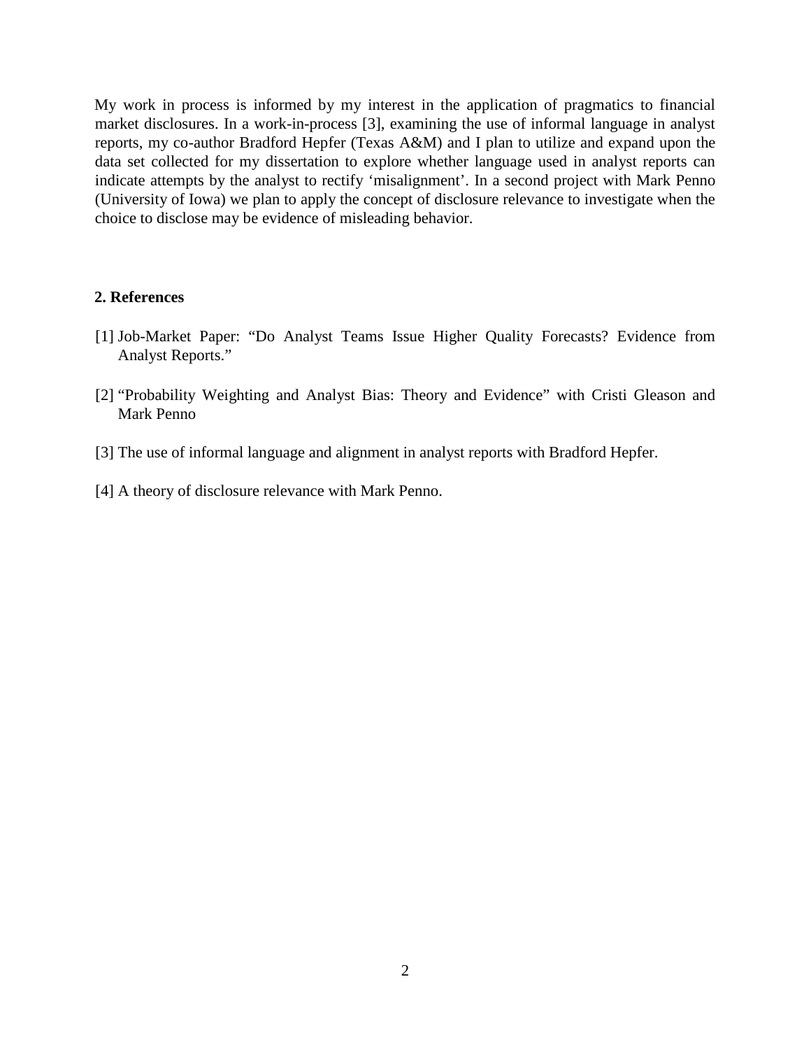My work in process is informed by my interest in the application of pragmatics to financial market disclosures. In a work-in-process [3], examining the use of informal language in analyst reports, my co-author Bradford Hepfer (Texas A&M) and I plan to utilize and expand upon the data set collected for my dissertation to explore whether language used in analyst reports can indicate attempts by the analyst to rectify 'misalignment'. In a second project with Mark Penno (University of Iowa) we plan to apply the concept of disclosure relevance to investigate when the choice to disclose may be evidence of misleading behavior.

## 2. References

[1] Job-Market Paper: "Do Analyst Teams Issue Higher Quality Forecasts? Evidence from Analyst Reports."

[2] "Probability Weighting and Analyst Bias: Theory and Evidence" with Cristi Gleason and Mark Penno

[3] The use of informal language and alignment in analyst reports with Bradford Hepfer.

[4] A theory of disclosure relevance with Mark Penno.